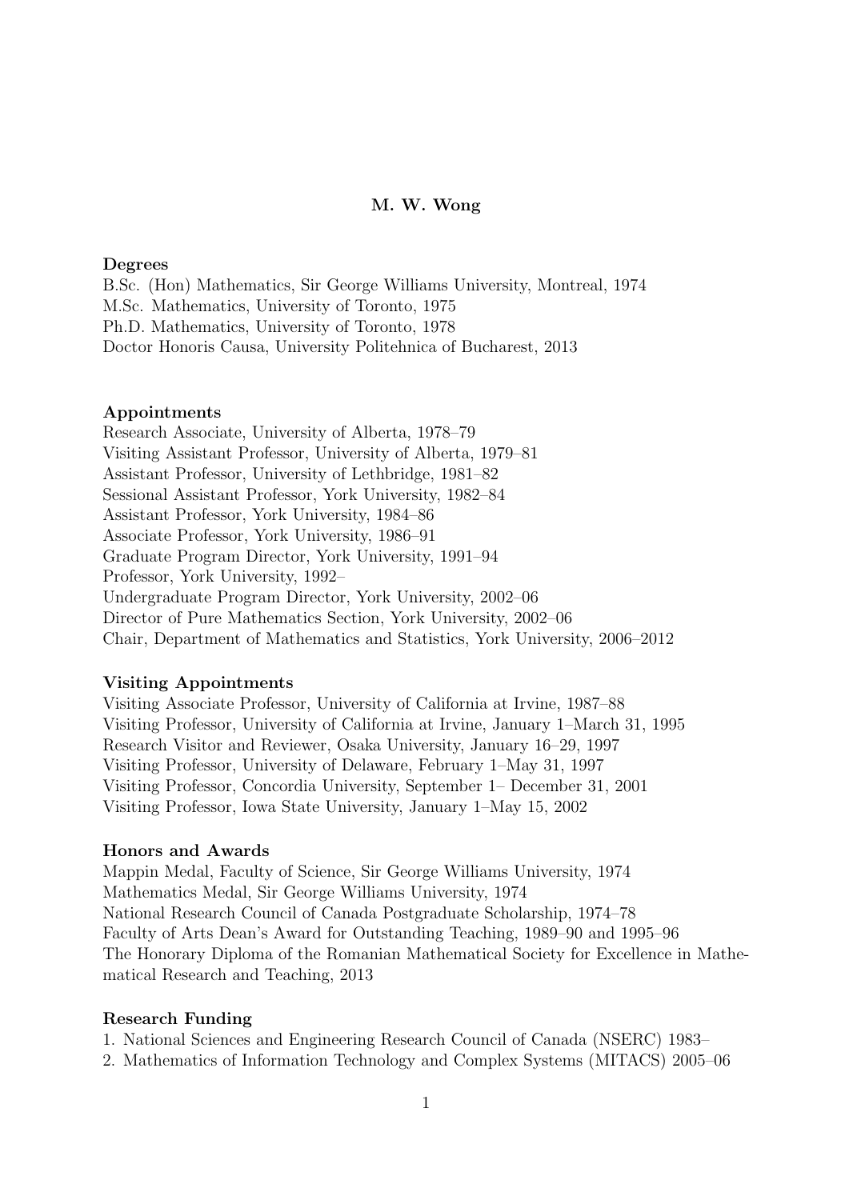# M. W. Wong

## Degrees

B.Sc. (Hon) Mathematics, Sir George Williams University, Montreal, 1974
M.Sc. Mathematics, University of Toronto, 1975
Ph.D. Mathematics, University of Toronto, 1978
Doctor Honoris Causa, University Politehnica of Bucharest, 2013

## Appointments

Research Associate, University of Alberta, 1978–79
Visiting Assistant Professor, University of Alberta, 1979–81
Assistant Professor, University of Lethbridge, 1981–82
Sessional Assistant Professor, York University, 1982–84
Assistant Professor, York University, 1984–86
Associate Professor, York University, 1986–91
Graduate Program Director, York University, 1991–94
Professor, York University, 1992–
Undergraduate Program Director, York University, 2002–06
Director of Pure Mathematics Section, York University, 2002–06
Chair, Department of Mathematics and Statistics, York University, 2006–2012

## Visiting Appointments

Visiting Associate Professor, University of California at Irvine, 1987–88
Visiting Professor, University of California at Irvine, January 1–March 31, 1995
Research Visitor and Reviewer, Osaka University, January 16–29, 1997
Visiting Professor, University of Delaware, February 1–May 31, 1997
Visiting Professor, Concordia University, September 1– December 31, 2001
Visiting Professor, Iowa State University, January 1–May 15, 2002

## Honors and Awards

Mappin Medal, Faculty of Science, Sir George Williams University, 1974
Mathematics Medal, Sir George Williams University, 1974
National Research Council of Canada Postgraduate Scholarship, 1974–78
Faculty of Arts Dean's Award for Outstanding Teaching, 1989–90 and 1995–96
The Honorary Diploma of the Romanian Mathematical Society for Excellence in Mathematical Research and Teaching, 2013

## Research Funding

1. National Sciences and Engineering Research Council of Canada (NSERC) 1983–
2. Mathematics of Information Technology and Complex Systems (MITACS) 2005–06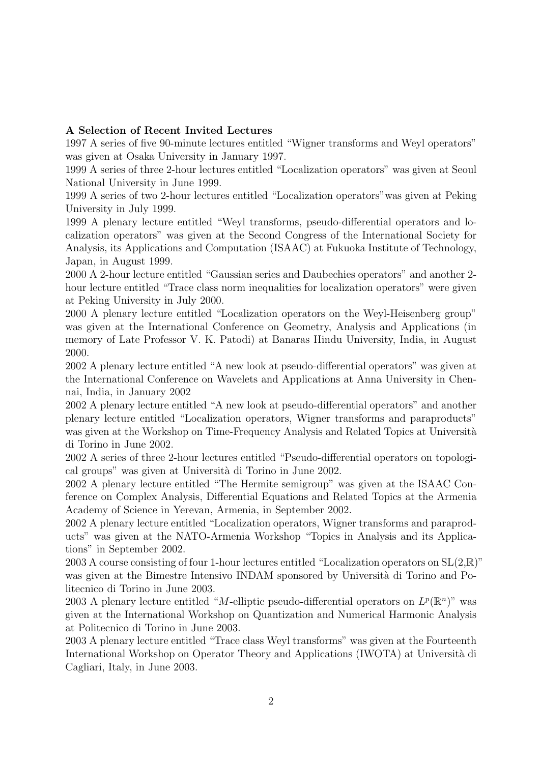**A Selection of Recent Invited Lectures**

1997 A series of five 90-minute lectures entitled "Wigner transforms and Weyl operators" was given at Osaka University in January 1997.

1999 A series of three 2-hour lectures entitled "Localization operators" was given at Seoul National University in June 1999.

1999 A series of two 2-hour lectures entitled "Localization operators"was given at Peking University in July 1999.

1999 A plenary lecture entitled "Weyl transforms, pseudo-differential operators and localization operators" was given at the Second Congress of the International Society for Analysis, its Applications and Computation (ISAAC) at Fukuoka Institute of Technology, Japan, in August 1999.

2000 A 2-hour lecture entitled "Gaussian series and Daubechies operators" and another 2-hour lecture entitled "Trace class norm inequalities for localization operators" were given at Peking University in July 2000.

2000 A plenary lecture entitled "Localization operators on the Weyl-Heisenberg group" was given at the International Conference on Geometry, Analysis and Applications (in memory of Late Professor V. K. Patodi) at Banaras Hindu University, India, in August 2000.

2002 A plenary lecture entitled "A new look at pseudo-differential operators" was given at the International Conference on Wavelets and Applications at Anna University in Chennai, India, in January 2002

2002 A plenary lecture entitled "A new look at pseudo-differential operators" and another plenary lecture entitled "Localization operators, Wigner transforms and paraproducts" was given at the Workshop on Time-Frequency Analysis and Related Topics at Università di Torino in June 2002.

2002 A series of three 2-hour lectures entitled "Pseudo-differential operators on topological groups" was given at Università di Torino in June 2002.

2002 A plenary lecture entitled "The Hermite semigroup" was given at the ISAAC Conference on Complex Analysis, Differential Equations and Related Topics at the Armenia Academy of Science in Yerevan, Armenia, in September 2002.

2002 A plenary lecture entitled "Localization operators, Wigner transforms and paraproducts" was given at the NATO-Armenia Workshop "Topics in Analysis and its Applications" in September 2002.

2003 A course consisting of four 1-hour lectures entitled "Localization operators on SL(2,$\mathbb{R}$)" was given at the Bimestre Intensivo INDAM sponsored by Università di Torino and Politecnico di Torino in June 2003.

2003 A plenary lecture entitled "$M$-elliptic pseudo-differential operators on $L^p(\mathbb{R}^n)$" was given at the International Workshop on Quantization and Numerical Harmonic Analysis at Politecnico di Torino in June 2003.

2003 A plenary lecture entitled "Trace class Weyl transforms" was given at the Fourteenth International Workshop on Operator Theory and Applications (IWOTA) at Università di Cagliari, Italy, in June 2003.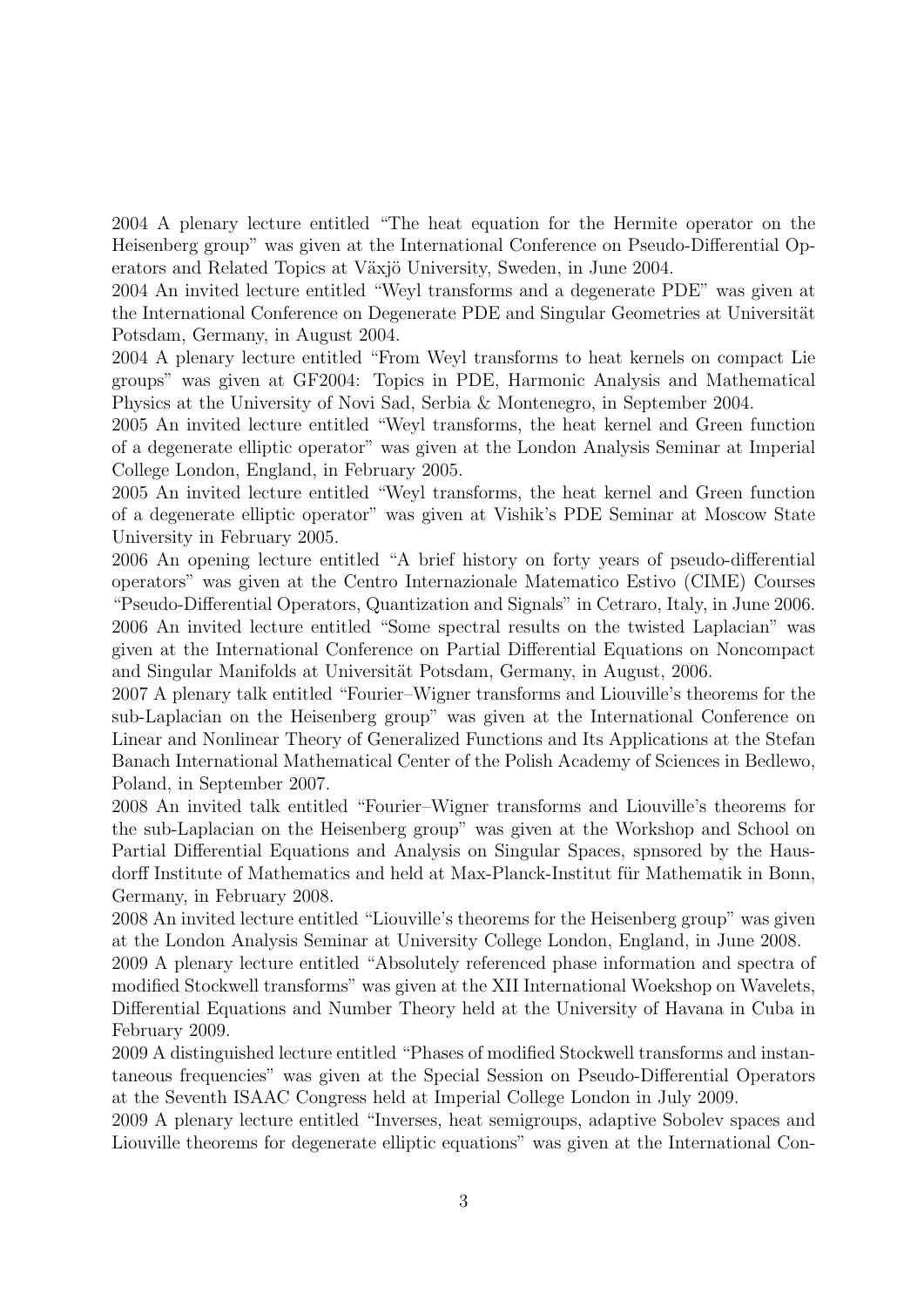2004 A plenary lecture entitled "The heat equation for the Hermite operator on the Heisenberg group" was given at the International Conference on Pseudo-Differential Operators and Related Topics at Växjö University, Sweden, in June 2004.

2004 An invited lecture entitled "Weyl transforms and a degenerate PDE" was given at the International Conference on Degenerate PDE and Singular Geometries at Universität Potsdam, Germany, in August 2004.

2004 A plenary lecture entitled "From Weyl transforms to heat kernels on compact Lie groups" was given at GF2004: Topics in PDE, Harmonic Analysis and Mathematical Physics at the University of Novi Sad, Serbia & Montenegro, in September 2004.

2005 An invited lecture entitled "Weyl transforms, the heat kernel and Green function of a degenerate elliptic operator" was given at the London Analysis Seminar at Imperial College London, England, in February 2005.

2005 An invited lecture entitled "Weyl transforms, the heat kernel and Green function of a degenerate elliptic operator" was given at Vishik's PDE Seminar at Moscow State University in February 2005.

2006 An opening lecture entitled "A brief history on forty years of pseudo-differential operators" was given at the Centro Internazionale Matematico Estivo (CIME) Courses "Pseudo-Differential Operators, Quantization and Signals" in Cetraro, Italy, in June 2006.

2006 An invited lecture entitled "Some spectral results on the twisted Laplacian" was given at the International Conference on Partial Differential Equations on Noncompact and Singular Manifolds at Universität Potsdam, Germany, in August, 2006.

2007 A plenary talk entitled "Fourier–Wigner transforms and Liouville's theorems for the sub-Laplacian on the Heisenberg group" was given at the International Conference on Linear and Nonlinear Theory of Generalized Functions and Its Applications at the Stefan Banach International Mathematical Center of the Polish Academy of Sciences in Bedlewo, Poland, in September 2007.

2008 An invited talk entitled "Fourier–Wigner transforms and Liouville's theorems for the sub-Laplacian on the Heisenberg group" was given at the Workshop and School on Partial Differential Equations and Analysis on Singular Spaces, spnsored by the Hausdorff Institute of Mathematics and held at Max-Planck-Institut für Mathematik in Bonn, Germany, in February 2008.

2008 An invited lecture entitled "Liouville's theorems for the Heisenberg group" was given at the London Analysis Seminar at University College London, England, in June 2008.

2009 A plenary lecture entitled "Absolutely referenced phase information and spectra of modified Stockwell transforms" was given at the XII International Woekshop on Wavelets, Differential Equations and Number Theory held at the University of Havana in Cuba in February 2009.

2009 A distinguished lecture entitled "Phases of modified Stockwell transforms and instantaneous frequencies" was given at the Special Session on Pseudo-Differential Operators at the Seventh ISAAC Congress held at Imperial College London in July 2009.

2009 A plenary lecture entitled "Inverses, heat semigroups, adaptive Sobolev spaces and Liouville theorems for degenerate elliptic equations" was given at the International Con-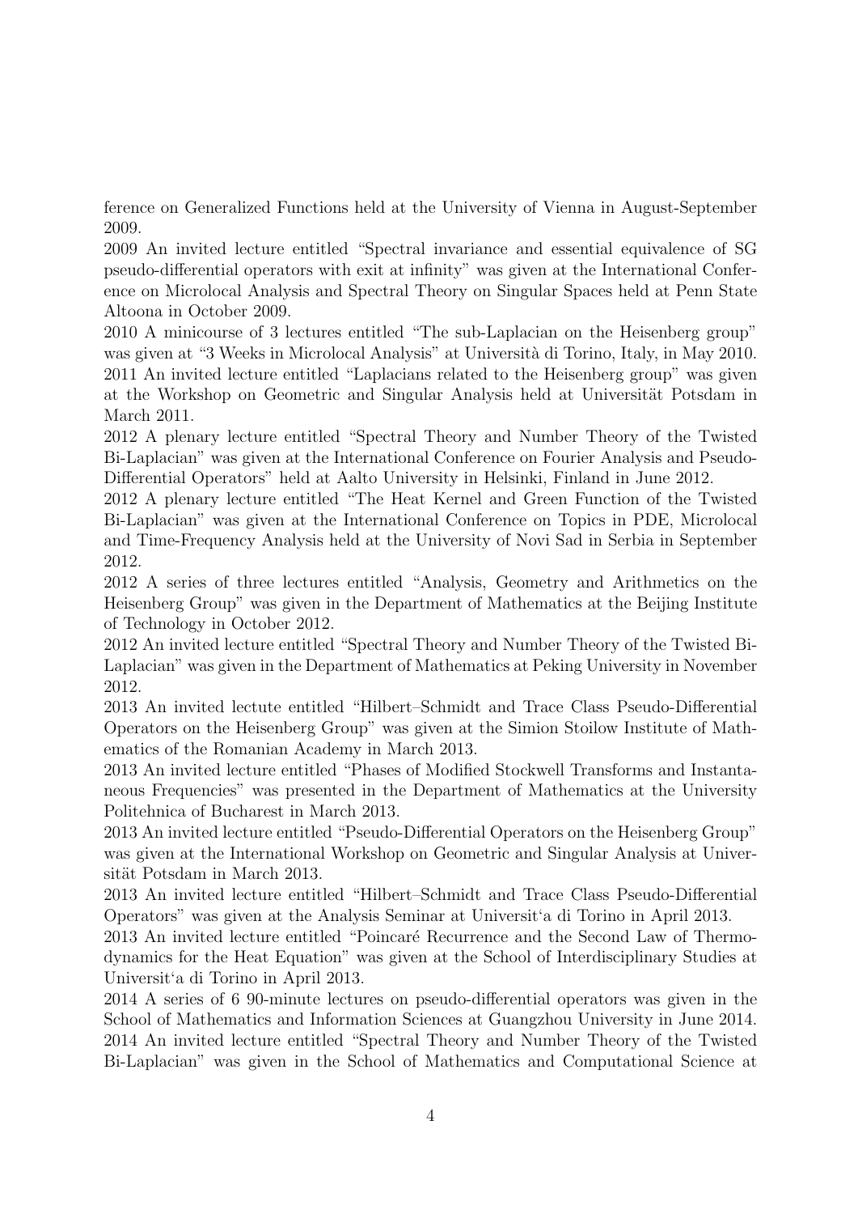ference on Generalized Functions held at the University of Vienna in August-September 2009.

2009 An invited lecture entitled "Spectral invariance and essential equivalence of SG pseudo-differential operators with exit at infinity" was given at the International Conference on Microlocal Analysis and Spectral Theory on Singular Spaces held at Penn State Altoona in October 2009.

2010 A minicourse of 3 lectures entitled "The sub-Laplacian on the Heisenberg group" was given at "3 Weeks in Microlocal Analysis" at Università di Torino, Italy, in May 2010.

2011 An invited lecture entitled "Laplacians related to the Heisenberg group" was given at the Workshop on Geometric and Singular Analysis held at Universität Potsdam in March 2011.

2012 A plenary lecture entitled "Spectral Theory and Number Theory of the Twisted Bi-Laplacian" was given at the International Conference on Fourier Analysis and Pseudo-Differential Operators" held at Aalto University in Helsinki, Finland in June 2012.

2012 A plenary lecture entitled "The Heat Kernel and Green Function of the Twisted Bi-Laplacian" was given at the International Conference on Topics in PDE, Microlocal and Time-Frequency Analysis held at the University of Novi Sad in Serbia in September 2012.

2012 A series of three lectures entitled "Analysis, Geometry and Arithmetics on the Heisenberg Group" was given in the Department of Mathematics at the Beijing Institute of Technology in October 2012.

2012 An invited lecture entitled "Spectral Theory and Number Theory of the Twisted Bi-Laplacian" was given in the Department of Mathematics at Peking University in November 2012.

2013 An invited lectute entitled "Hilbert–Schmidt and Trace Class Pseudo-Differential Operators on the Heisenberg Group" was given at the Simion Stoilow Institute of Mathematics of the Romanian Academy in March 2013.

2013 An invited lecture entitled "Phases of Modified Stockwell Transforms and Instantaneous Frequencies" was presented in the Department of Mathematics at the University Politehnica of Bucharest in March 2013.

2013 An invited lecture entitled "Pseudo-Differential Operators on the Heisenberg Group" was given at the International Workshop on Geometric and Singular Analysis at Universität Potsdam in March 2013.

2013 An invited lecture entitled "Hilbert–Schmidt and Trace Class Pseudo-Differential Operators" was given at the Analysis Seminar at Universit'a di Torino in April 2013.

2013 An invited lecture entitled "Poincaré Recurrence and the Second Law of Thermodynamics for the Heat Equation" was given at the School of Interdisciplinary Studies at Universit'a di Torino in April 2013.

2014 A series of 6 90-minute lectures on pseudo-differential operators was given in the School of Mathematics and Information Sciences at Guangzhou University in June 2014.

2014 An invited lecture entitled "Spectral Theory and Number Theory of the Twisted Bi-Laplacian" was given in the School of Mathematics and Computational Science at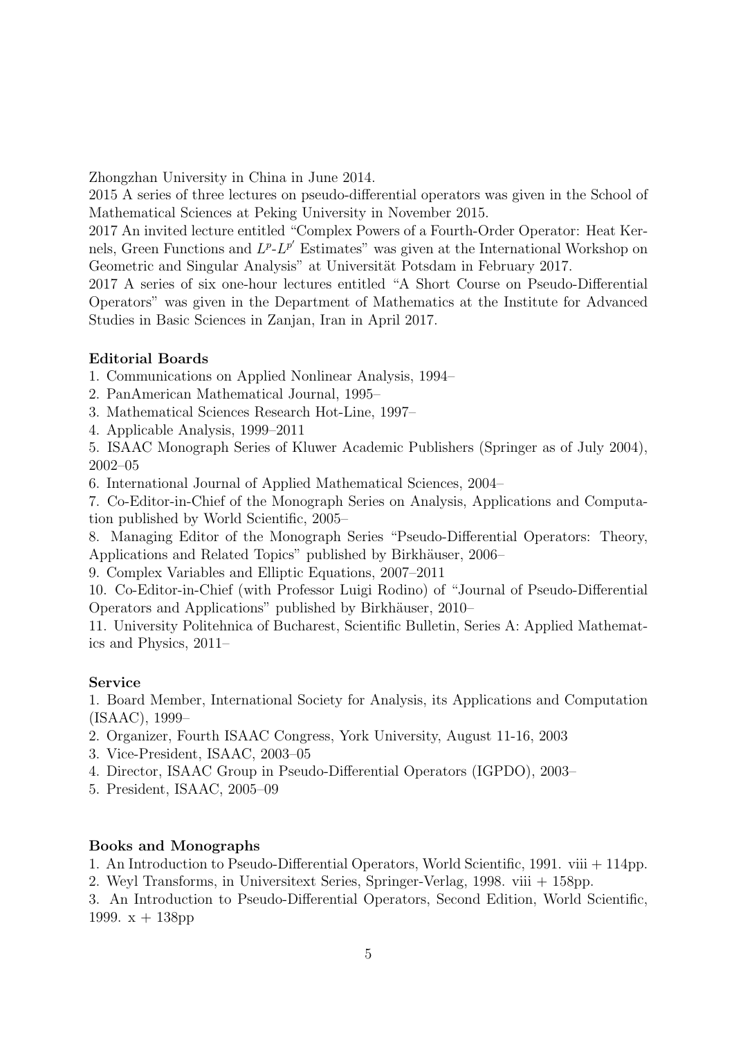Zhongzhan University in China in June 2014.

2015 A series of three lectures on pseudo-differential operators was given in the School of Mathematical Sciences at Peking University in November 2015.

2017 An invited lecture entitled "Complex Powers of a Fourth-Order Operator: Heat Kernels, Green Functions and $L^p$-$L^{p'}$ Estimates" was given at the International Workshop on Geometric and Singular Analysis" at Universität Potsdam in February 2017.

2017 A series of six one-hour lectures entitled "A Short Course on Pseudo-Differential Operators" was given in the Department of Mathematics at the Institute for Advanced Studies in Basic Sciences in Zanjan, Iran in April 2017.

**Editorial Boards**

1. Communications on Applied Nonlinear Analysis, 1994–
2. PanAmerican Mathematical Journal, 1995–
3. Mathematical Sciences Research Hot-Line, 1997–
4. Applicable Analysis, 1999–2011
5. ISAAC Monograph Series of Kluwer Academic Publishers (Springer as of July 2004), 2002–05
6. International Journal of Applied Mathematical Sciences, 2004–
7. Co-Editor-in-Chief of the Monograph Series on Analysis, Applications and Computation published by World Scientific, 2005–
8. Managing Editor of the Monograph Series "Pseudo-Differential Operators: Theory, Applications and Related Topics" published by Birkhäuser, 2006–
9. Complex Variables and Elliptic Equations, 2007–2011
10. Co-Editor-in-Chief (with Professor Luigi Rodino) of "Journal of Pseudo-Differential Operators and Applications" published by Birkhäuser, 2010–
11. University Politehnica of Bucharest, Scientific Bulletin, Series A: Applied Mathematics and Physics, 2011–

**Service**

1. Board Member, International Society for Analysis, its Applications and Computation (ISAAC), 1999–
2. Organizer, Fourth ISAAC Congress, York University, August 11-16, 2003
3. Vice-President, ISAAC, 2003–05
4. Director, ISAAC Group in Pseudo-Differential Operators (IGPDO), 2003–
5. President, ISAAC, 2005–09

**Books and Monographs**

1. An Introduction to Pseudo-Differential Operators, World Scientific, 1991. viii + 114pp.
2. Weyl Transforms, in Universitext Series, Springer-Verlag, 1998. viii + 158pp.
3. An Introduction to Pseudo-Differential Operators, Second Edition, World Scientific, 1999. x + 138pp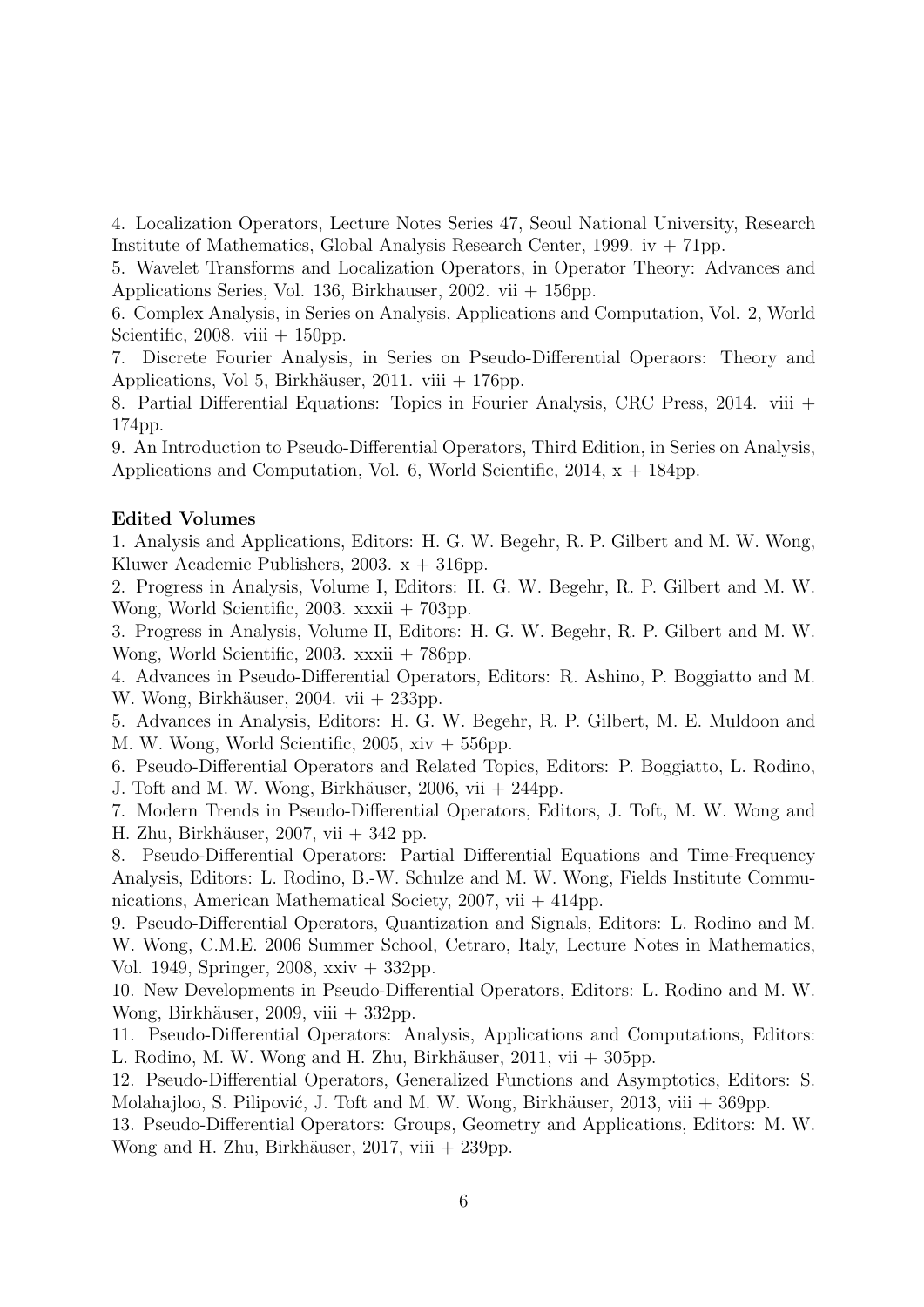4. Localization Operators, Lecture Notes Series 47, Seoul National University, Research Institute of Mathematics, Global Analysis Research Center, 1999. iv + 71pp.

5. Wavelet Transforms and Localization Operators, in Operator Theory: Advances and Applications Series, Vol. 136, Birkhauser, 2002. vii + 156pp.

6. Complex Analysis, in Series on Analysis, Applications and Computation, Vol. 2, World Scientific, 2008. viii + 150pp.

7. Discrete Fourier Analysis, in Series on Pseudo-Differential Operaors: Theory and Applications, Vol 5, Birkhäuser, 2011. viii + 176pp.

8. Partial Differential Equations: Topics in Fourier Analysis, CRC Press, 2014. viii + 174pp.

9. An Introduction to Pseudo-Differential Operators, Third Edition, in Series on Analysis, Applications and Computation, Vol. 6, World Scientific, 2014, x + 184pp.

**Edited Volumes**

1. Analysis and Applications, Editors: H. G. W. Begehr, R. P. Gilbert and M. W. Wong, Kluwer Academic Publishers, 2003. x + 316pp.

2. Progress in Analysis, Volume I, Editors: H. G. W. Begehr, R. P. Gilbert and M. W. Wong, World Scientific, 2003. xxxii + 703pp.

3. Progress in Analysis, Volume II, Editors: H. G. W. Begehr, R. P. Gilbert and M. W. Wong, World Scientific, 2003. xxxii + 786pp.

4. Advances in Pseudo-Differential Operators, Editors: R. Ashino, P. Boggiatto and M. W. Wong, Birkhäuser, 2004. vii + 233pp.

5. Advances in Analysis, Editors: H. G. W. Begehr, R. P. Gilbert, M. E. Muldoon and M. W. Wong, World Scientific, 2005, xiv + 556pp.

6. Pseudo-Differential Operators and Related Topics, Editors: P. Boggiatto, L. Rodino, J. Toft and M. W. Wong, Birkhäuser, 2006, vii + 244pp.

7. Modern Trends in Pseudo-Differential Operators, Editors, J. Toft, M. W. Wong and H. Zhu, Birkhäuser, 2007, vii + 342 pp.

8. Pseudo-Differential Operators: Partial Differential Equations and Time-Frequency Analysis, Editors: L. Rodino, B.-W. Schulze and M. W. Wong, Fields Institute Communications, American Mathematical Society, 2007, vii + 414pp.

9. Pseudo-Differential Operators, Quantization and Signals, Editors: L. Rodino and M. W. Wong, C.M.E. 2006 Summer School, Cetraro, Italy, Lecture Notes in Mathematics, Vol. 1949, Springer, 2008, xxiv + 332pp.

10. New Developments in Pseudo-Differential Operators, Editors: L. Rodino and M. W. Wong, Birkhäuser, 2009, viii + 332pp.

11. Pseudo-Differential Operators: Analysis, Applications and Computations, Editors: L. Rodino, M. W. Wong and H. Zhu, Birkhäuser, 2011, vii + 305pp.

12. Pseudo-Differential Operators, Generalized Functions and Asymptotics, Editors: S. Molahajloo, S. Pilipović, J. Toft and M. W. Wong, Birkhäuser, 2013, viii + 369pp.

13. Pseudo-Differential Operators: Groups, Geometry and Applications, Editors: M. W. Wong and H. Zhu, Birkhäuser, 2017, viii + 239pp.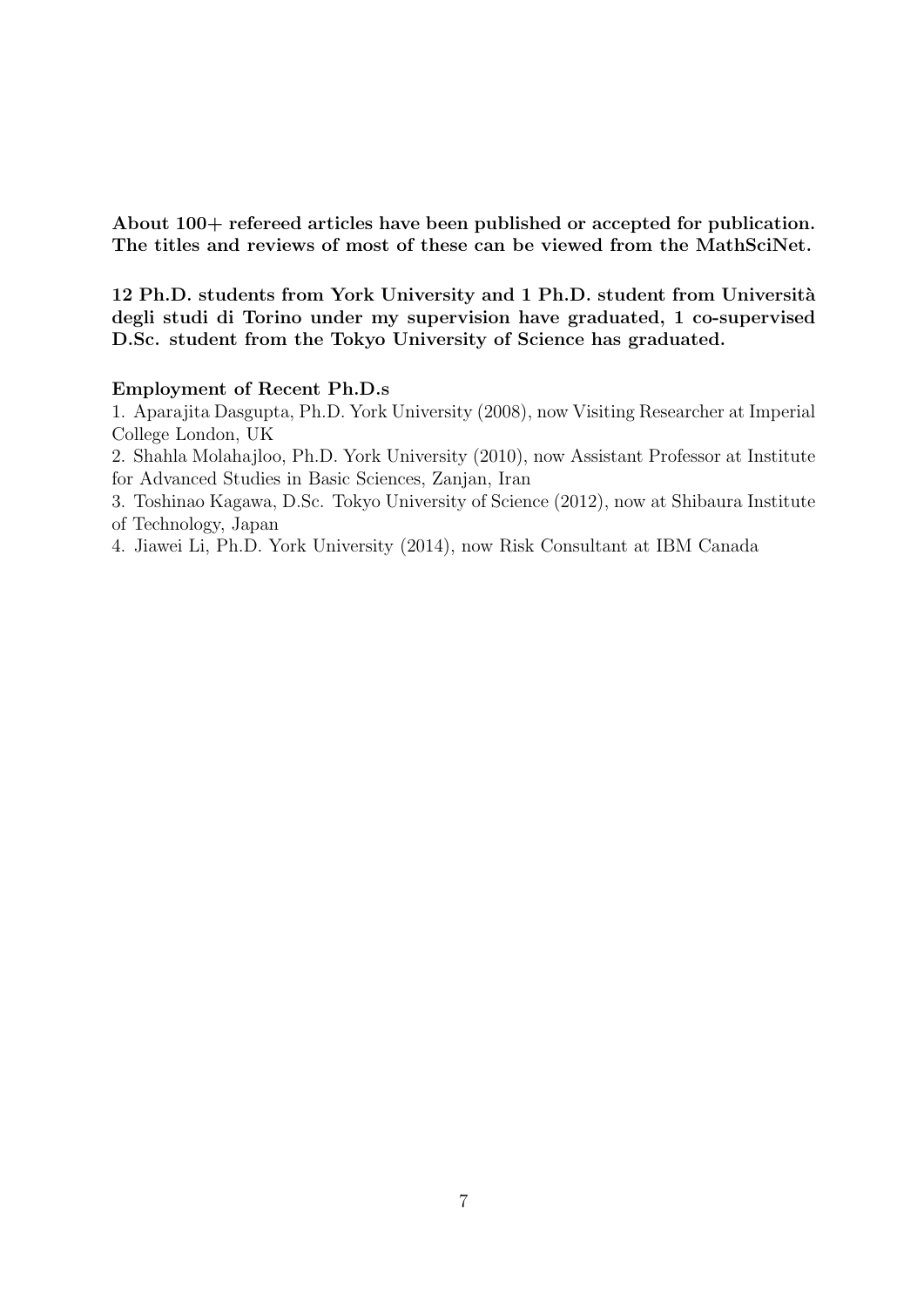**About 100+ refereed articles have been published or accepted for publication. The titles and reviews of most of these can be viewed from the MathSciNet.**

**12 Ph.D. students from York University and 1 Ph.D. student from Università degli studi di Torino under my supervision have graduated, 1 co-supervised D.Sc. student from the Tokyo University of Science has graduated.**

**Employment of Recent Ph.D.s**

1. Aparajita Dasgupta, Ph.D. York University (2008), now Visiting Researcher at Imperial College London, UK
2. Shahla Molahajloo, Ph.D. York University (2010), now Assistant Professor at Institute for Advanced Studies in Basic Sciences, Zanjan, Iran
3. Toshinao Kagawa, D.Sc. Tokyo University of Science (2012), now at Shibaura Institute of Technology, Japan
4. Jiawei Li, Ph.D. York University (2014), now Risk Consultant at IBM Canada